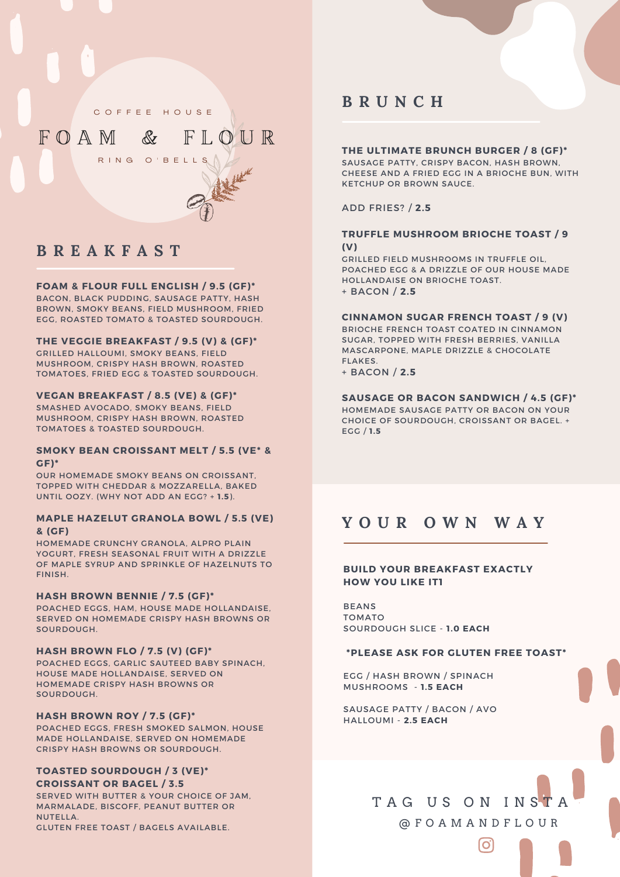COFFEE HOUSE

# FOAM & FLOUR

RING O'BELLS

## BREAKFAST

**FOAM & FLOUR FULL ENGLISH / 9.5 (GF)***
BACON, BLACK PUDDING, SAUSAGE PATTY, HASH BROWN, SMOKY BEANS, FIELD MUSHROOM, FRIED EGG, ROASTED TOMATO & TOASTED SOURDOUGH.

**THE VEGGIE BREAKFAST / 9.5 (V) & (GF)***
GRILLED HALLOUMI, SMOKY BEANS, FIELD MUSHROOM, CRISPY HASH BROWN, ROASTED TOMATOES, FRIED EGG & TOASTED SOURDOUGH.

**VEGAN BREAKFAST / 8.5 (VE) & (GF)***
SMASHED AVOCADO, SMOKY BEANS, FIELD MUSHROOM, CRISPY HASH BROWN, ROASTED TOMATOES & TOASTED SOURDOUGH.

**SMOKY BEAN CROISSANT MELT / 5.5 (VE* & GF)***
OUR HOMEMADE SMOKY BEANS ON CROISSANT, TOPPED WITH CHEDDAR & MOZZARELLA, BAKED UNTIL OOZY. (WHY NOT ADD AN EGG? + **1.5**).

**MAPLE HAZELUT GRANOLA BOWL / 5.5 (VE) & (GF)**
HOMEMADE CRUNCHY GRANOLA, ALPRO PLAIN YOGURT, FRESH SEASONAL FRUIT WITH A DRIZZLE OF MAPLE SYRUP AND SPRINKLE OF HAZELNUTS TO FINISH.

**HASH BROWN BENNIE / 7.5 (GF)***
POACHED EGGS, HAM, HOUSE MADE HOLLANDAISE, SERVED ON HOMEMADE CRISPY HASH BROWNS OR SOURDOUGH.

**HASH BROWN FLO / 7.5 (V) (GF)***
POACHED EGGS, GARLIC SAUTEED BABY SPINACH, HOUSE MADE HOLLANDAISE, SERVED ON HOMEMADE CRISPY HASH BROWNS OR SOURDOUGH.

**HASH BROWN ROY / 7.5 (GF)***
POACHED EGGS, FRESH SMOKED SALMON, HOUSE MADE HOLLANDAISE, SERVED ON HOMEMADE CRISPY HASH BROWNS OR SOURDOUGH.

**TOASTED SOURDOUGH / 3 (VE)***
**CROISSANT OR BAGEL / 3.5**
SERVED WITH BUTTER & YOUR CHOICE OF JAM, MARMALADE, BISCOFF, PEANUT BUTTER OR NUTELLA.
GLUTEN FREE TOAST / BAGELS AVAILABLE.

## BRUNCH

**THE ULTIMATE BRUNCH BURGER / 8 (GF)***
SAUSAGE PATTY, CRISPY BACON, HASH BROWN, CHEESE AND A FRIED EGG IN A BRIOCHE BUN, WITH KETCHUP OR BROWN SAUCE.

ADD FRIES? / **2.5**

**TRUFFLE MUSHROOM BRIOCHE TOAST / 9 (V)**
GRILLED FIELD MUSHROOMS IN TRUFFLE OIL, POACHED EGG & A DRIZZLE OF OUR HOUSE MADE HOLLANDAISE ON BRIOCHE TOAST.
+ BACON / **2.5**

**CINNAMON SUGAR FRENCH TOAST / 9 (V)**
BRIOCHE FRENCH TOAST COATED IN CINNAMON SUGAR, TOPPED WITH FRESH BERRIES, VANILLA MASCARPONE, MAPLE DRIZZLE & CHOCOLATE FLAKES.
+ BACON / **2.5**

**SAUSAGE OR BACON SANDWICH / 4.5 (GF)***
HOMEMADE SAUSAGE PATTY OR BACON ON YOUR CHOICE OF SOURDOUGH, CROISSANT OR BAGEL. + EGG / **1.5**

## YOUR OWN WAY

**BUILD YOUR BREAKFAST EXACTLY HOW YOU LIKE IT1**

BEANS
TOMATO
SOURDOUGH SLICE - **1.0 EACH**

***PLEASE ASK FOR GLUTEN FREE TOAST***

EGG / HASH BROWN / SPINACH
MUSHROOMS - **1.5 EACH**

SAUSAGE PATTY / BACON / AVO
HALLOUMI - **2.5 EACH**

TAG US ON INSTA
@FOAMANDFLOUR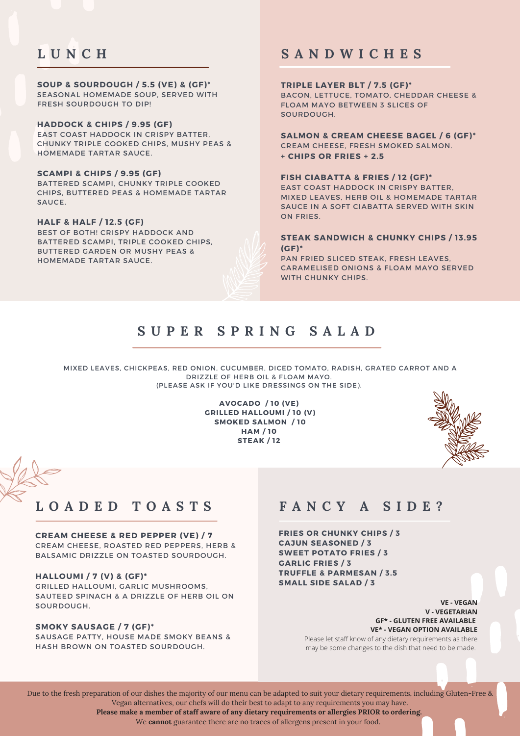## LUNCH

**SOUP & SOURDOUGH / 5.5 (VE) & (GF)***
SEASONAL HOMEMADE SOUP, SERVED WITH FRESH SOURDOUGH TO DIP!

**HADDOCK & CHIPS / 9.95 (GF)**
EAST COAST HADDOCK IN CRISPY BATTER, CHUNKY TRIPLE COOKED CHIPS, MUSHY PEAS & HOMEMADE TARTAR SAUCE.

**SCAMPI & CHIPS / 9.95 (GF)**
BATTERED SCAMPI, CHUNKY TRIPLE COOKED CHIPS, BUTTERED PEAS & HOMEMADE TARTAR SAUCE.

**HALF & HALF / 12.5 (GF)**
BEST OF BOTH! CRISPY HADDOCK AND BATTERED SCAMPI, TRIPLE COOKED CHIPS, BUTTERED GARDEN OR MUSHY PEAS & HOMEMADE TARTAR SAUCE.

## SANDWICHES

**TRIPLE LAYER BLT / 7.5 (GF)***
BACON, LETTUCE, TOMATO, CHEDDAR CHEESE & FLOAM MAYO BETWEEN 3 SLICES OF SOURDOUGH.

**SALMON & CREAM CHEESE BAGEL / 6 (GF)***
CREAM CHEESE, FRESH SMOKED SALMON.
**+ CHIPS OR FRIES + 2.5**

**FISH CIABATTA & FRIES / 12 (GF)***
EAST COAST HADDOCK IN CRISPY BATTER, MIXED LEAVES, HERB OIL & HOMEMADE TARTAR SAUCE IN A SOFT CIABATTA SERVED WITH SKIN ON FRIES.

**STEAK SANDWICH & CHUNKY CHIPS / 13.95 (GF)***
PAN FRIED SLICED STEAK, FRESH LEAVES, CARAMELISED ONIONS & FLOAM MAYO SERVED WITH CHUNKY CHIPS.

## SUPER SPRING SALAD

MIXED LEAVES, CHICKPEAS, RED ONION, CUCUMBER, DICED TOMATO, RADISH, GRATED CARROT AND A DRIZZLE OF HERB OIL & FLOAM MAYO.
(PLEASE ASK IF YOU'D LIKE DRESSINGS ON THE SIDE).

**AVOCADO / 10 (VE)**
**GRILLED HALLOUMI / 10 (V)**
**SMOKED SALMON / 10**
**HAM / 10**
**STEAK / 12**

## LOADED TOASTS

**CREAM CHEESE & RED PEPPER (VE) / 7**
CREAM CHEESE, ROASTED RED PEPPERS, HERB & BALSAMIC DRIZZLE ON TOASTED SOURDOUGH.

**HALLOUMI / 7 (V) & (GF)***
GRILLED HALLOUMI, GARLIC MUSHROOMS, SAUTEED SPINACH & A DRIZZLE OF HERB OIL ON SOURDOUGH.

**SMOKY SAUSAGE / 7 (GF)***
SAUSAGE PATTY, HOUSE MADE SMOKY BEANS & HASH BROWN ON TOASTED SOURDOUGH.

## FANCY A SIDE?

**FRIES OR CHUNKY CHIPS / 3**
**CAJUN SEASONED / 3**
**SWEET POTATO FRIES / 3**
**GARLIC FRIES / 3**
**TRUFFLE & PARMESAN / 3.5**
**SMALL SIDE SALAD / 3**

**VE - VEGAN**
**V - VEGETARIAN**
**GF* - GLUTEN FREE AVAILABLE**
**VE* - VEGAN OPTION AVAILABLE**

Please let staff know of any dietary requirements as there may be some changes to the dish that need to be made.

Due to the fresh preparation of our dishes the majority of our menu can be adapted to suit your dietary requirements, including Gluten-Free & Vegan alternatives, our chefs will do their best to adapt to any requirements you may have.
**Please make a member of staff aware of any dietary requirements or allergies PRIOR to ordering.**
We **cannot** guarantee there are no traces of allergens present in your food.